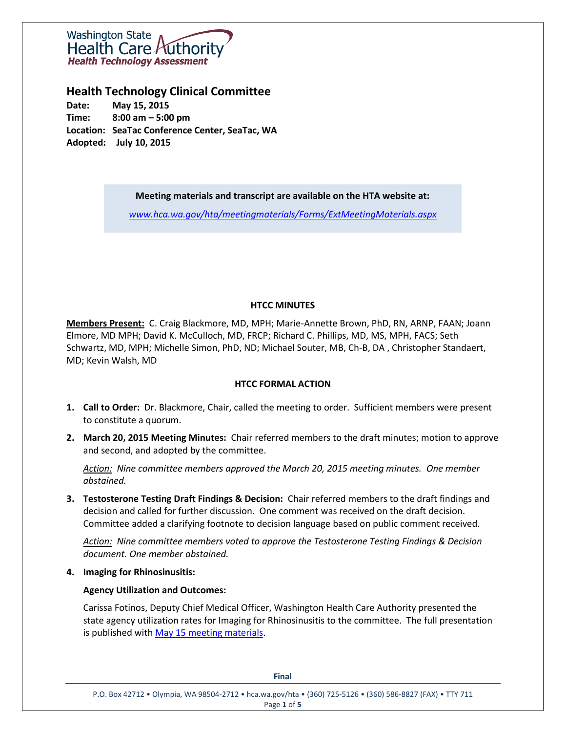Washington State Health Care Authority
*Health Technology Assessment*

## Health Technology Clinical Committee

**Date:** May 15, 2015
**Time:** 8:00 am – 5:00 pm
**Location:** SeaTac Conference Center, SeaTac, WA
**Adopted:** July 10, 2015

**Meeting materials and transcript are available on the HTA website at:**

*www.hca.wa.gov/hta/meetingmaterials/Forms/ExtMeetingMaterials.aspx*

### HTCC MINUTES

**Members Present:** C. Craig Blackmore, MD, MPH; Marie-Annette Brown, PhD, RN, ARNP, FAAN; Joann Elmore, MD MPH; David K. McCulloch, MD, FRCP; Richard C. Phillips, MD, MS, MPH, FACS; Seth Schwartz, MD, MPH; Michelle Simon, PhD, ND; Michael Souter, MB, Ch-B, DA , Christopher Standaert, MD; Kevin Walsh, MD

### HTCC FORMAL ACTION

1. **Call to Order:** Dr. Blackmore, Chair, called the meeting to order. Sufficient members were present to constitute a quorum.

2. **March 20, 2015 Meeting Minutes:** Chair referred members to the draft minutes; motion to approve and second, and adopted by the committee.

   *Action: Nine committee members approved the March 20, 2015 meeting minutes. One member abstained.*

3. **Testosterone Testing Draft Findings & Decision:** Chair referred members to the draft findings and decision and called for further discussion. One comment was received on the draft decision. Committee added a clarifying footnote to decision language based on public comment received.

   *Action: Nine committee members voted to approve the Testosterone Testing Findings & Decision document. One member abstained.*

4. **Imaging for Rhinosinusitis:**

   **Agency Utilization and Outcomes:**

   Carissa Fotinos, Deputy Chief Medical Officer, Washington Health Care Authority presented the state agency utilization rates for Imaging for Rhinosinusitis to the committee. The full presentation is published with May 15 meeting materials.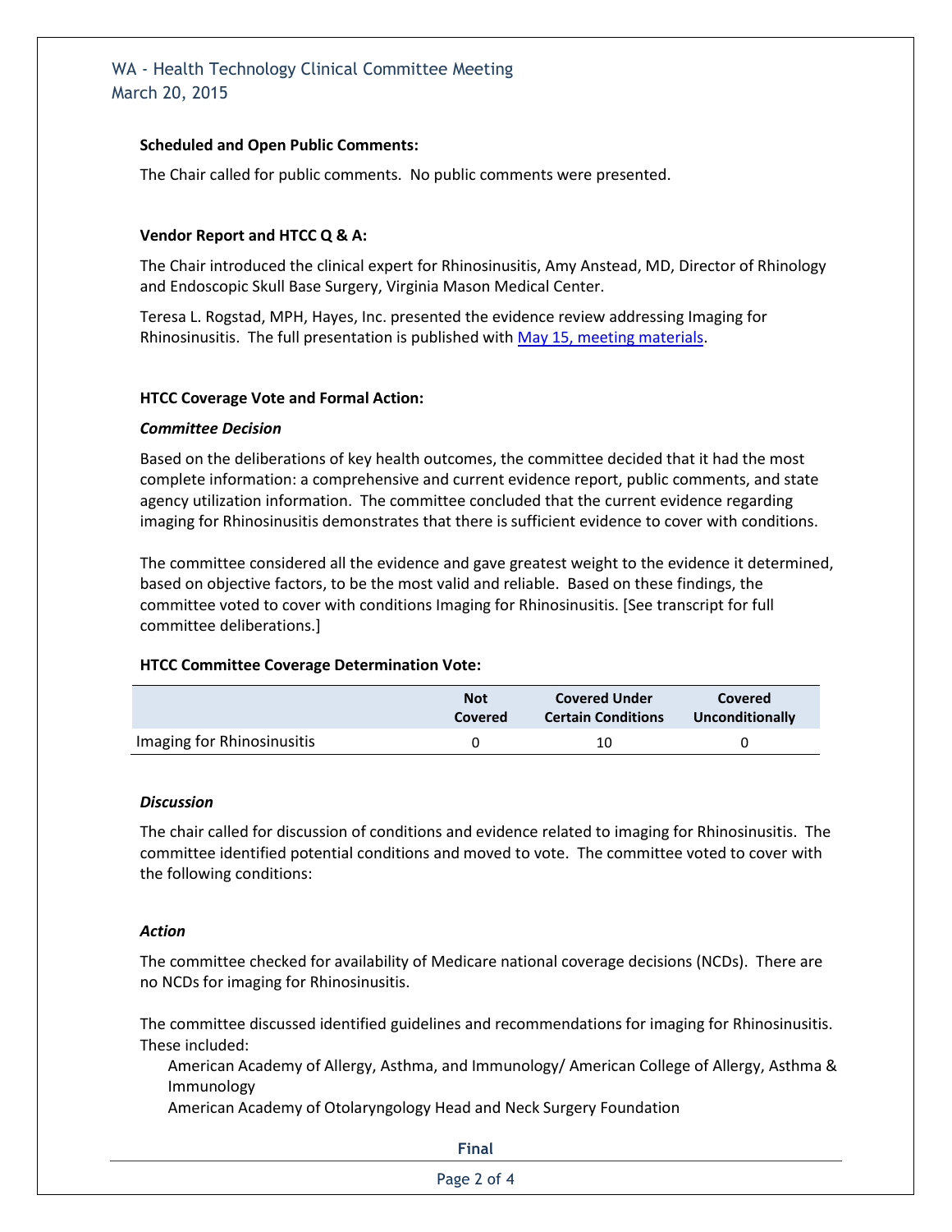**Scheduled and Open Public Comments:**

The Chair called for public comments. No public comments were presented.

**Vendor Report and HTCC Q & A:**

The Chair introduced the clinical expert for Rhinosinusitis, Amy Anstead, MD, Director of Rhinology and Endoscopic Skull Base Surgery, Virginia Mason Medical Center.

Teresa L. Rogstad, MPH, Hayes, Inc. presented the evidence review addressing Imaging for Rhinosinusitis. The full presentation is published with May 15, meeting materials.

**HTCC Coverage Vote and Formal Action:**

***Committee Decision***

Based on the deliberations of key health outcomes, the committee decided that it had the most complete information: a comprehensive and current evidence report, public comments, and state agency utilization information. The committee concluded that the current evidence regarding imaging for Rhinosinusitis demonstrates that there is sufficient evidence to cover with conditions.

The committee considered all the evidence and gave greatest weight to the evidence it determined, based on objective factors, to be the most valid and reliable. Based on these findings, the committee voted to cover with conditions Imaging for Rhinosinusitis. [See transcript for full committee deliberations.]

**HTCC Committee Coverage Determination Vote:**

| | Not Covered | Covered Under Certain Conditions | Covered Unconditionally |
|---|---|---|---|
| Imaging for Rhinosinusitis | 0 | 10 | 0 |

***Discussion***

The chair called for discussion of conditions and evidence related to imaging for Rhinosinusitis. The committee identified potential conditions and moved to vote. The committee voted to cover with the following conditions:

***Action***

The committee checked for availability of Medicare national coverage decisions (NCDs). There are no NCDs for imaging for Rhinosinusitis.

The committee discussed identified guidelines and recommendations for imaging for Rhinosinusitis. These included:

- American Academy of Allergy, Asthma, and Immunology/ American College of Allergy, Asthma & Immunology
- American Academy of Otolaryngology Head and Neck Surgery Foundation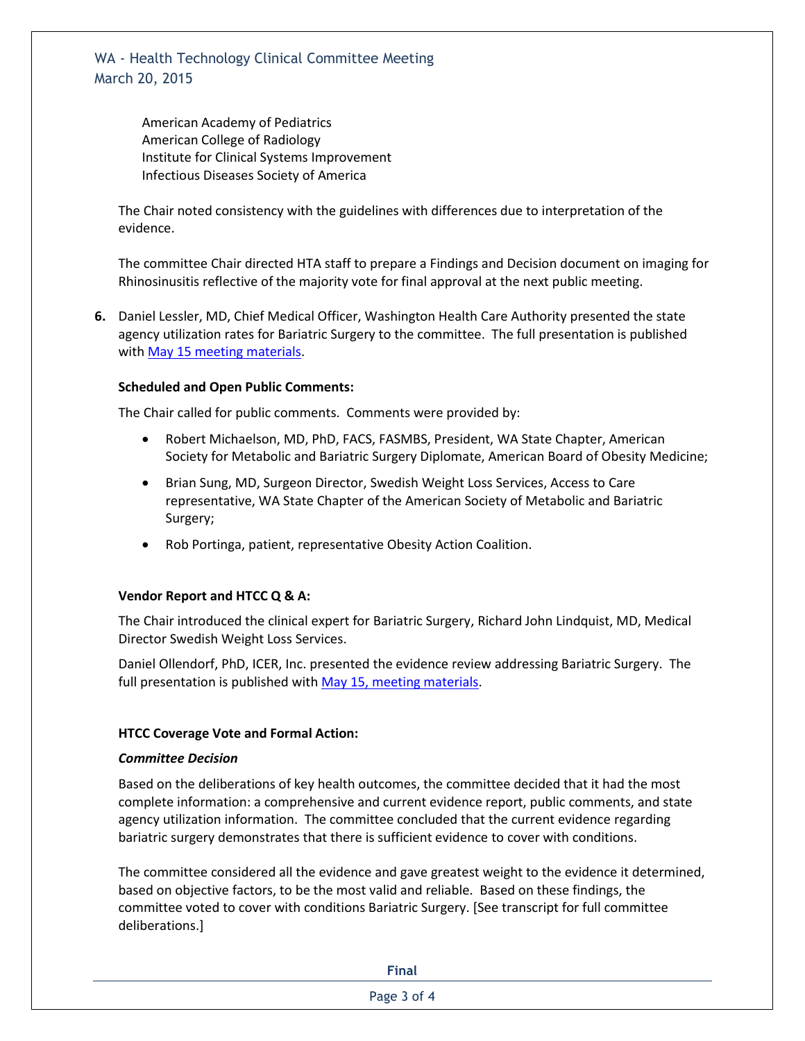American Academy of Pediatrics
American College of Radiology
Institute for Clinical Systems Improvement
Infectious Diseases Society of America

The Chair noted consistency with the guidelines with differences due to interpretation of the evidence.

The committee Chair directed HTA staff to prepare a Findings and Decision document on imaging for Rhinosinusitis reflective of the majority vote for final approval at the next public meeting.

**6.** Daniel Lessler, MD, Chief Medical Officer, Washington Health Care Authority presented the state agency utilization rates for Bariatric Surgery to the committee. The full presentation is published with May 15 meeting materials.

**Scheduled and Open Public Comments:**

The Chair called for public comments. Comments were provided by:

- Robert Michaelson, MD, PhD, FACS, FASMBS, President, WA State Chapter, American Society for Metabolic and Bariatric Surgery Diplomate, American Board of Obesity Medicine;
- Brian Sung, MD, Surgeon Director, Swedish Weight Loss Services, Access to Care representative, WA State Chapter of the American Society of Metabolic and Bariatric Surgery;
- Rob Portinga, patient, representative Obesity Action Coalition.

**Vendor Report and HTCC Q & A:**

The Chair introduced the clinical expert for Bariatric Surgery, Richard John Lindquist, MD, Medical Director Swedish Weight Loss Services.

Daniel Ollendorf, PhD, ICER, Inc. presented the evidence review addressing Bariatric Surgery. The full presentation is published with May 15, meeting materials.

**HTCC Coverage Vote and Formal Action:**

***Committee Decision***

Based on the deliberations of key health outcomes, the committee decided that it had the most complete information: a comprehensive and current evidence report, public comments, and state agency utilization information. The committee concluded that the current evidence regarding bariatric surgery demonstrates that there is sufficient evidence to cover with conditions.

The committee considered all the evidence and gave greatest weight to the evidence it determined, based on objective factors, to be the most valid and reliable. Based on these findings, the committee voted to cover with conditions Bariatric Surgery. [See transcript for full committee deliberations.]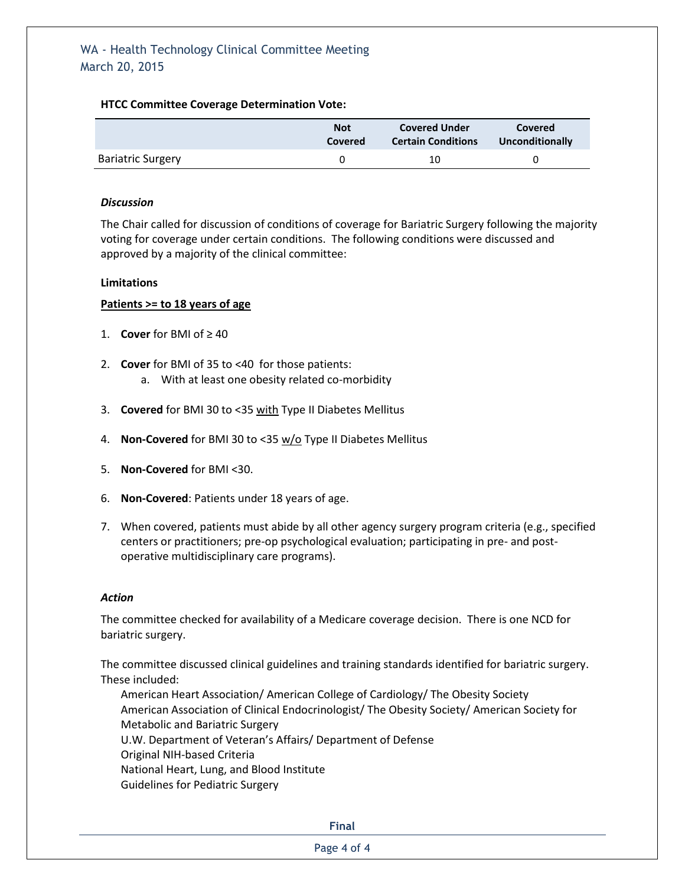**HTCC Committee Coverage Determination Vote:**

| | Not Covered | Covered Under Certain Conditions | Covered Unconditionally |
|---|---|---|---|
| Bariatric Surgery | 0 | 10 | 0 |

***Discussion***

The Chair called for discussion of conditions of coverage for Bariatric Surgery following the majority voting for coverage under certain conditions. The following conditions were discussed and approved by a majority of the clinical committee:

**Limitations**

**Patients >= to 18 years of age**

1. **Cover** for BMI of ≥ 40
2. **Cover** for BMI of 35 to <40 for those patients:
   a. With at least one obesity related co-morbidity
3. **Covered** for BMI 30 to <35 with Type II Diabetes Mellitus
4. **Non-Covered** for BMI 30 to <35 w/o Type II Diabetes Mellitus
5. **Non-Covered** for BMI <30.
6. **Non-Covered**: Patients under 18 years of age.
7. When covered, patients must abide by all other agency surgery program criteria (e.g., specified centers or practitioners; pre-op psychological evaluation; participating in pre- and post-operative multidisciplinary care programs).

***Action***

The committee checked for availability of a Medicare coverage decision. There is one NCD for bariatric surgery.

The committee discussed clinical guidelines and training standards identified for bariatric surgery. These included:

American Heart Association/ American College of Cardiology/ The Obesity Society
American Association of Clinical Endocrinologist/ The Obesity Society/ American Society for Metabolic and Bariatric Surgery
U.W. Department of Veteran's Affairs/ Department of Defense
Original NIH-based Criteria
National Heart, Lung, and Blood Institute
Guidelines for Pediatric Surgery

**Final**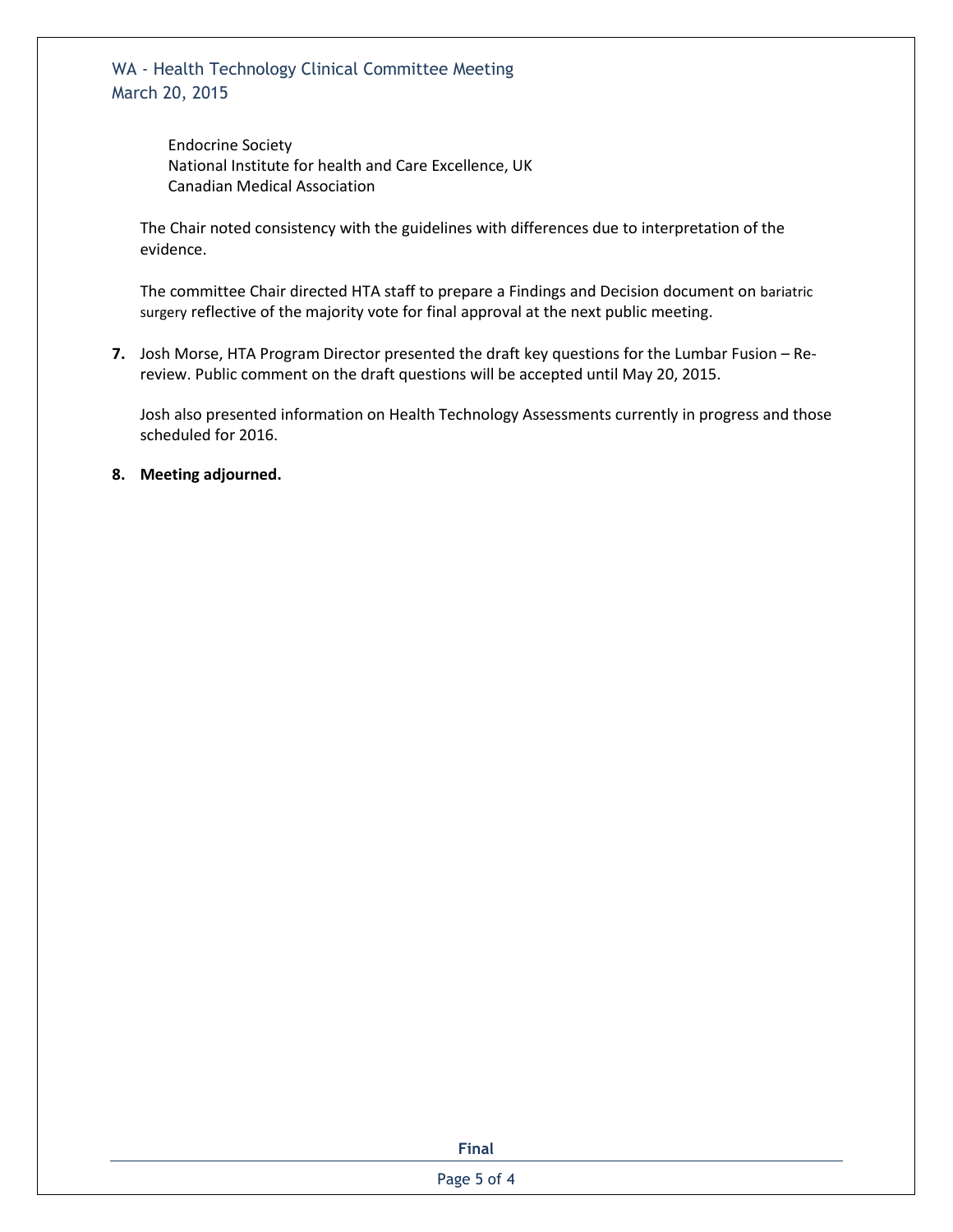Endocrine Society
National Institute for health and Care Excellence, UK
Canadian Medical Association

The Chair noted consistency with the guidelines with differences due to interpretation of the evidence.

The committee Chair directed HTA staff to prepare a Findings and Decision document on bariatric surgery reflective of the majority vote for final approval at the next public meeting.

**7.** Josh Morse, HTA Program Director presented the draft key questions for the Lumbar Fusion – Re-review. Public comment on the draft questions will be accepted until May 20, 2015.

Josh also presented information on Health Technology Assessments currently in progress and those scheduled for 2016.

**8. Meeting adjourned.**